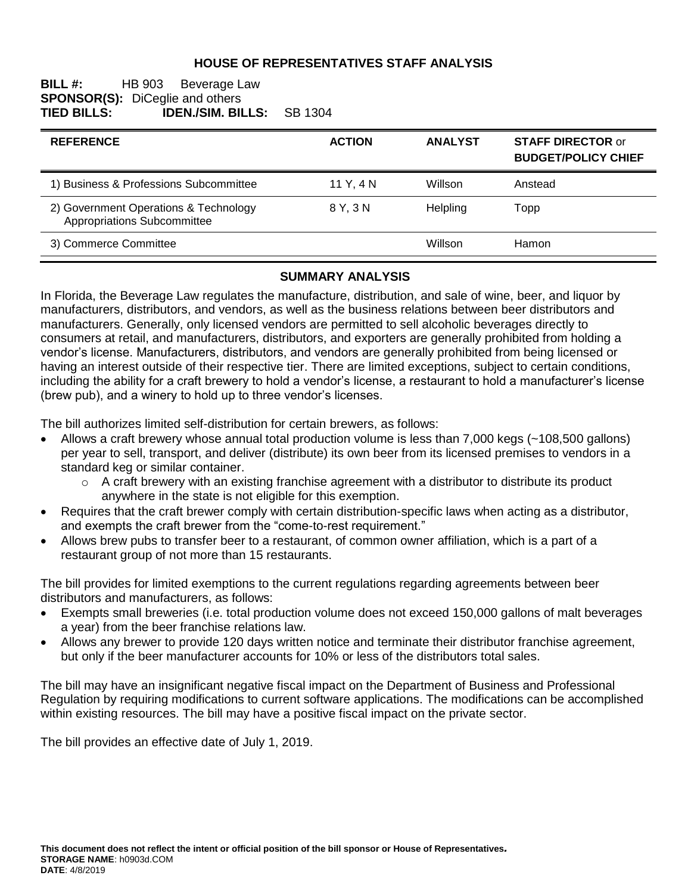# HOUSE OF REPRESENTATIVES STAFF ANALYSIS

**BILL #:** HB 903 Beverage Law
**SPONSOR(S):** DiCeglie and others
**TIED BILLS:** **IDEN./SIM. BILLS:** SB 1304

| REFERENCE | ACTION | ANALYST | STAFF DIRECTOR or BUDGET/POLICY CHIEF |
|---|---|---|---|
| 1) Business & Professions Subcommittee | 11 Y, 4 N | Willson | Anstead |
| 2) Government Operations & Technology Appropriations Subcommittee | 8 Y, 3 N | Helpling | Topp |
| 3) Commerce Committee | | Willson | Hamon |

## SUMMARY ANALYSIS

In Florida, the Beverage Law regulates the manufacture, distribution, and sale of wine, beer, and liquor by manufacturers, distributors, and vendors, as well as the business relations between beer distributors and manufacturers. Generally, only licensed vendors are permitted to sell alcoholic beverages directly to consumers at retail, and manufacturers, distributors, and exporters are generally prohibited from holding a vendor's license. Manufacturers, distributors, and vendors are generally prohibited from being licensed or having an interest outside of their respective tier. There are limited exceptions, subject to certain conditions, including the ability for a craft brewery to hold a vendor's license, a restaurant to hold a manufacturer's license (brew pub), and a winery to hold up to three vendor's licenses.

The bill authorizes limited self-distribution for certain brewers, as follows:

- Allows a craft brewery whose annual total production volume is less than 7,000 kegs (~108,500 gallons) per year to sell, transport, and deliver (distribute) its own beer from its licensed premises to vendors in a standard keg or similar container.
  - A craft brewery with an existing franchise agreement with a distributor to distribute its product anywhere in the state is not eligible for this exemption.
- Requires that the craft brewer comply with certain distribution-specific laws when acting as a distributor, and exempts the craft brewer from the "come-to-rest requirement."
- Allows brew pubs to transfer beer to a restaurant, of common owner affiliation, which is a part of a restaurant group of not more than 15 restaurants.

The bill provides for limited exemptions to the current regulations regarding agreements between beer distributors and manufacturers, as follows:

- Exempts small breweries (i.e. total production volume does not exceed 150,000 gallons of malt beverages a year) from the beer franchise relations law.
- Allows any brewer to provide 120 days written notice and terminate their distributor franchise agreement, but only if the beer manufacturer accounts for 10% or less of the distributors total sales.

The bill may have an insignificant negative fiscal impact on the Department of Business and Professional Regulation by requiring modifications to current software applications. The modifications can be accomplished within existing resources. The bill may have a positive fiscal impact on the private sector.

The bill provides an effective date of July 1, 2019.

**This document does not reflect the intent or official position of the bill sponsor or House of Representatives.**
**STORAGE NAME**: h0903d.COM
**DATE**: 4/8/2019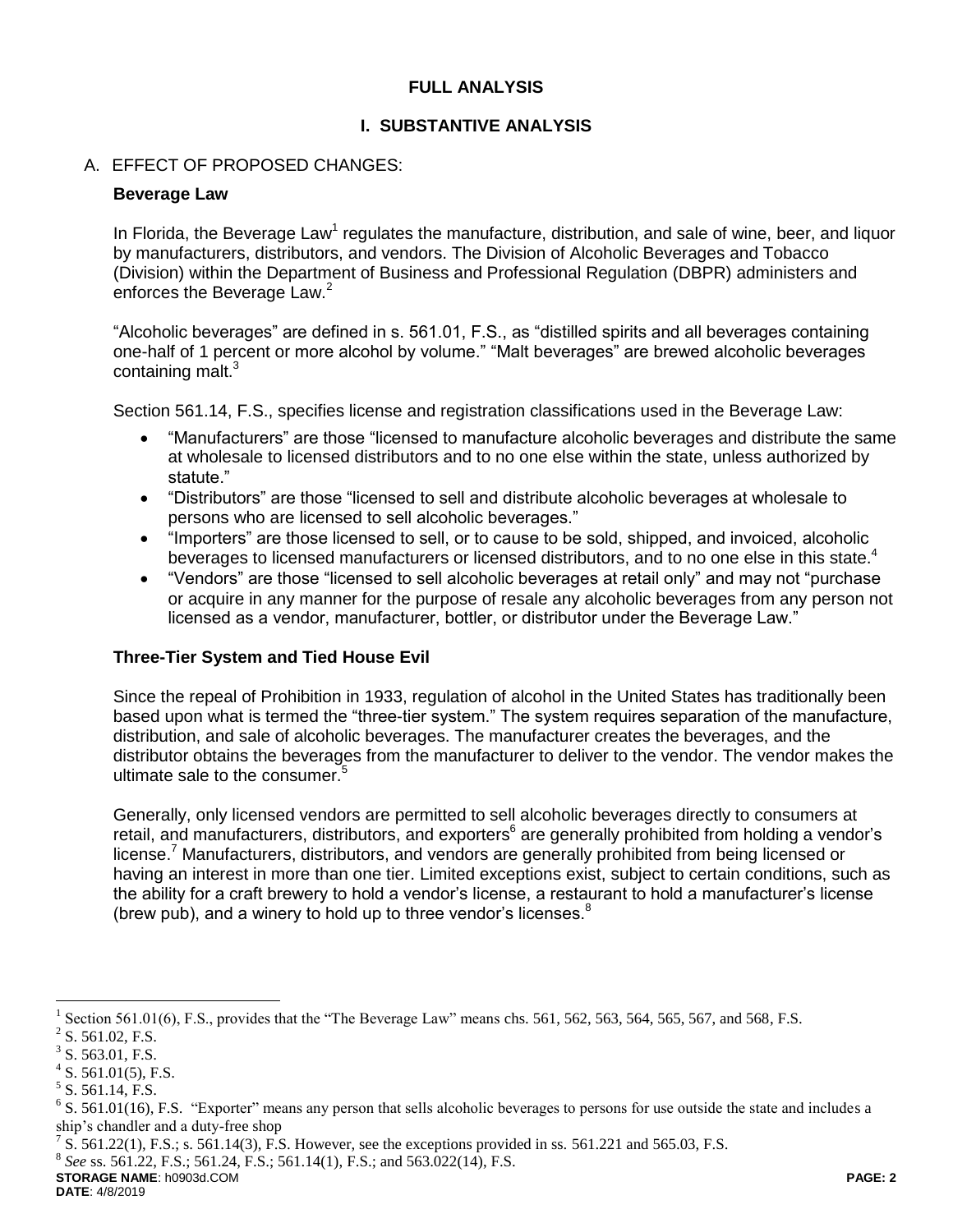## FULL ANALYSIS

## I. SUBSTANTIVE ANALYSIS

### A. EFFECT OF PROPOSED CHANGES:

**Beverage Law**

In Florida, the Beverage Law[1] regulates the manufacture, distribution, and sale of wine, beer, and liquor by manufacturers, distributors, and vendors. The Division of Alcoholic Beverages and Tobacco (Division) within the Department of Business and Professional Regulation (DBPR) administers and enforces the Beverage Law.[2]

"Alcoholic beverages" are defined in s. 561.01, F.S., as "distilled spirits and all beverages containing one-half of 1 percent or more alcohol by volume." "Malt beverages" are brewed alcoholic beverages containing malt.[3]

Section 561.14, F.S., specifies license and registration classifications used in the Beverage Law:

- "Manufacturers" are those "licensed to manufacture alcoholic beverages and distribute the same at wholesale to licensed distributors and to no one else within the state, unless authorized by statute."
- "Distributors" are those "licensed to sell and distribute alcoholic beverages at wholesale to persons who are licensed to sell alcoholic beverages."
- "Importers" are those licensed to sell, or to cause to be sold, shipped, and invoiced, alcoholic beverages to licensed manufacturers or licensed distributors, and to no one else in this state.[4]
- "Vendors" are those "licensed to sell alcoholic beverages at retail only" and may not "purchase or acquire in any manner for the purpose of resale any alcoholic beverages from any person not licensed as a vendor, manufacturer, bottler, or distributor under the Beverage Law."

**Three-Tier System and Tied House Evil**

Since the repeal of Prohibition in 1933, regulation of alcohol in the United States has traditionally been based upon what is termed the "three-tier system." The system requires separation of the manufacture, distribution, and sale of alcoholic beverages. The manufacturer creates the beverages, and the distributor obtains the beverages from the manufacturer to deliver to the vendor. The vendor makes the ultimate sale to the consumer.[5]

Generally, only licensed vendors are permitted to sell alcoholic beverages directly to consumers at retail, and manufacturers, distributors, and exporters[6] are generally prohibited from holding a vendor's license.[7] Manufacturers, distributors, and vendors are generally prohibited from being licensed or having an interest in more than one tier. Limited exceptions exist, subject to certain conditions, such as the ability for a craft brewery to hold a vendor's license, a restaurant to hold a manufacturer's license (brew pub), and a winery to hold up to three vendor's licenses.[8]

---

[1] Section 561.01(6), F.S., provides that the "The Beverage Law" means chs. 561, 562, 563, 564, 565, 567, and 568, F.S.

[2] S. 561.02, F.S.

[3] S. 563.01, F.S.

[4] S. 561.01(5), F.S.

[5] S. 561.14, F.S.

[6] S. 561.01(16), F.S. "Exporter" means any person that sells alcoholic beverages to persons for use outside the state and includes a ship's chandler and a duty-free shop

[7] S. 561.22(1), F.S.; s. 561.14(3), F.S. However, see the exceptions provided in ss. 561.221 and 565.03, F.S.

[8] *See* ss. 561.22, F.S.; 561.24, F.S.; 561.14(1), F.S.; and 563.022(14), F.S.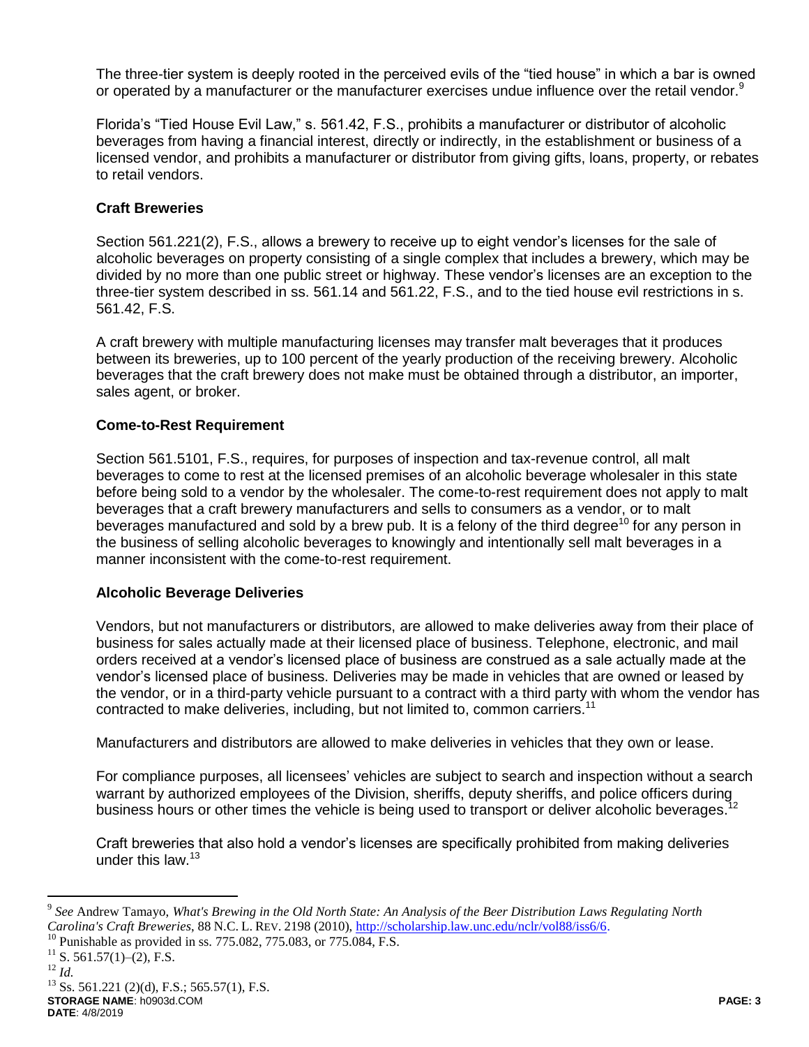The three-tier system is deeply rooted in the perceived evils of the "tied house" in which a bar is owned or operated by a manufacturer or the manufacturer exercises undue influence over the retail vendor.[9]

Florida's "Tied House Evil Law," s. 561.42, F.S., prohibits a manufacturer or distributor of alcoholic beverages from having a financial interest, directly or indirectly, in the establishment or business of a licensed vendor, and prohibits a manufacturer or distributor from giving gifts, loans, property, or rebates to retail vendors.

**Craft Breweries**

Section 561.221(2), F.S., allows a brewery to receive up to eight vendor's licenses for the sale of alcoholic beverages on property consisting of a single complex that includes a brewery, which may be divided by no more than one public street or highway. These vendor's licenses are an exception to the three-tier system described in ss. 561.14 and 561.22, F.S., and to the tied house evil restrictions in s. 561.42, F.S.

A craft brewery with multiple manufacturing licenses may transfer malt beverages that it produces between its breweries, up to 100 percent of the yearly production of the receiving brewery. Alcoholic beverages that the craft brewery does not make must be obtained through a distributor, an importer, sales agent, or broker.

**Come-to-Rest Requirement**

Section 561.5101, F.S., requires, for purposes of inspection and tax-revenue control, all malt beverages to come to rest at the licensed premises of an alcoholic beverage wholesaler in this state before being sold to a vendor by the wholesaler. The come-to-rest requirement does not apply to malt beverages that a craft brewery manufacturers and sells to consumers as a vendor, or to malt beverages manufactured and sold by a brew pub. It is a felony of the third degree[10] for any person in the business of selling alcoholic beverages to knowingly and intentionally sell malt beverages in a manner inconsistent with the come-to-rest requirement.

**Alcoholic Beverage Deliveries**

Vendors, but not manufacturers or distributors, are allowed to make deliveries away from their place of business for sales actually made at their licensed place of business. Telephone, electronic, and mail orders received at a vendor's licensed place of business are construed as a sale actually made at the vendor's licensed place of business. Deliveries may be made in vehicles that are owned or leased by the vendor, or in a third-party vehicle pursuant to a contract with a third party with whom the vendor has contracted to make deliveries, including, but not limited to, common carriers.[11]

Manufacturers and distributors are allowed to make deliveries in vehicles that they own or lease.

For compliance purposes, all licensees' vehicles are subject to search and inspection without a search warrant by authorized employees of the Division, sheriffs, deputy sheriffs, and police officers during business hours or other times the vehicle is being used to transport or deliver alcoholic beverages.[12]

Craft breweries that also hold a vendor's licenses are specifically prohibited from making deliveries under this law.[13]

---

[9] *See* Andrew Tamayo, *What's Brewing in the Old North State: An Analysis of the Beer Distribution Laws Regulating North Carolina's Craft Breweries*, 88 N.C. L. REV. 2198 (2010), http://scholarship.law.unc.edu/nclr/vol88/iss6/6.

[10] Punishable as provided in ss. 775.082, 775.083, or 775.084, F.S.

[11] S. 561.57(1)–(2), F.S.

[12] *Id.*

[13] Ss. 561.221 (2)(d), F.S.; 565.57(1), F.S.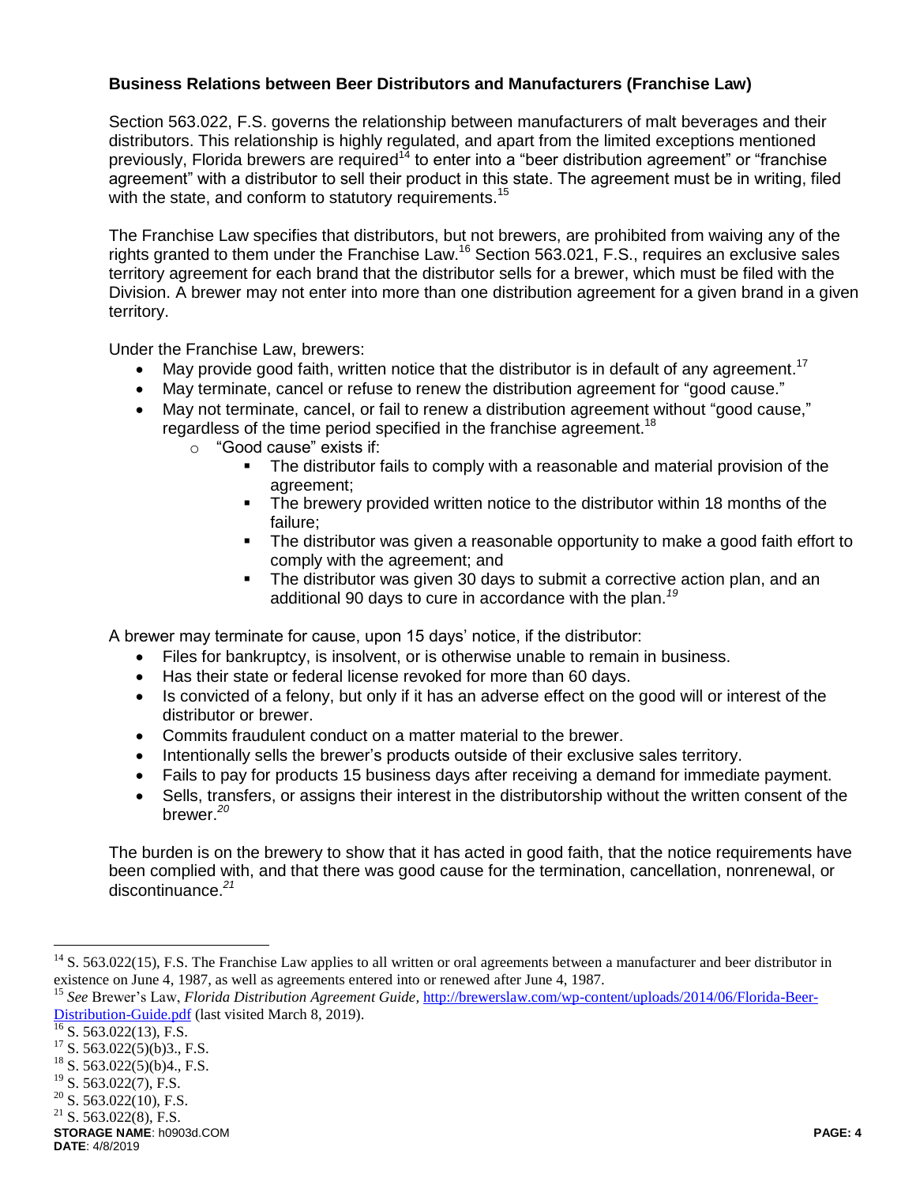**Business Relations between Beer Distributors and Manufacturers (Franchise Law)**

Section 563.022, F.S. governs the relationship between manufacturers of malt beverages and their distributors. This relationship is highly regulated, and apart from the limited exceptions mentioned previously, Florida brewers are required[14] to enter into a "beer distribution agreement" or "franchise agreement" with a distributor to sell their product in this state. The agreement must be in writing, filed with the state, and conform to statutory requirements.[15]

The Franchise Law specifies that distributors, but not brewers, are prohibited from waiving any of the rights granted to them under the Franchise Law.[16] Section 563.021, F.S., requires an exclusive sales territory agreement for each brand that the distributor sells for a brewer, which must be filed with the Division. A brewer may not enter into more than one distribution agreement for a given brand in a given territory.

Under the Franchise Law, brewers:

- May provide good faith, written notice that the distributor is in default of any agreement.[17]
- May terminate, cancel or refuse to renew the distribution agreement for "good cause."
- May not terminate, cancel, or fail to renew a distribution agreement without "good cause," regardless of the time period specified in the franchise agreement.[18]
  - "Good cause" exists if:
    - The distributor fails to comply with a reasonable and material provision of the agreement;
    - The brewery provided written notice to the distributor within 18 months of the failure;
    - The distributor was given a reasonable opportunity to make a good faith effort to comply with the agreement; and
    - The distributor was given 30 days to submit a corrective action plan, and an additional 90 days to cure in accordance with the plan.[19]

A brewer may terminate for cause, upon 15 days' notice, if the distributor:

- Files for bankruptcy, is insolvent, or is otherwise unable to remain in business.
- Has their state or federal license revoked for more than 60 days.
- Is convicted of a felony, but only if it has an adverse effect on the good will or interest of the distributor or brewer.
- Commits fraudulent conduct on a matter material to the brewer.
- Intentionally sells the brewer's products outside of their exclusive sales territory.
- Fails to pay for products 15 business days after receiving a demand for immediate payment.
- Sells, transfers, or assigns their interest in the distributorship without the written consent of the brewer.[20]

The burden is on the brewery to show that it has acted in good faith, that the notice requirements have been complied with, and that there was good cause for the termination, cancellation, nonrenewal, or discontinuance.[21]

---

[14] S. 563.022(15), F.S. The Franchise Law applies to all written or oral agreements between a manufacturer and beer distributor in existence on June 4, 1987, as well as agreements entered into or renewed after June 4, 1987.

[15] *See* Brewer's Law, *Florida Distribution Agreement Guide*, http://brewerslaw.com/wp-content/uploads/2014/06/Florida-Beer-Distribution-Guide.pdf (last visited March 8, 2019).

[16] S. 563.022(13), F.S.

[17] S. 563.022(5)(b)3., F.S.

[18] S. 563.022(5)(b)4., F.S.

[19] S. 563.022(7), F.S.

[20] S. 563.022(10), F.S.

[21] S. 563.022(8), F.S.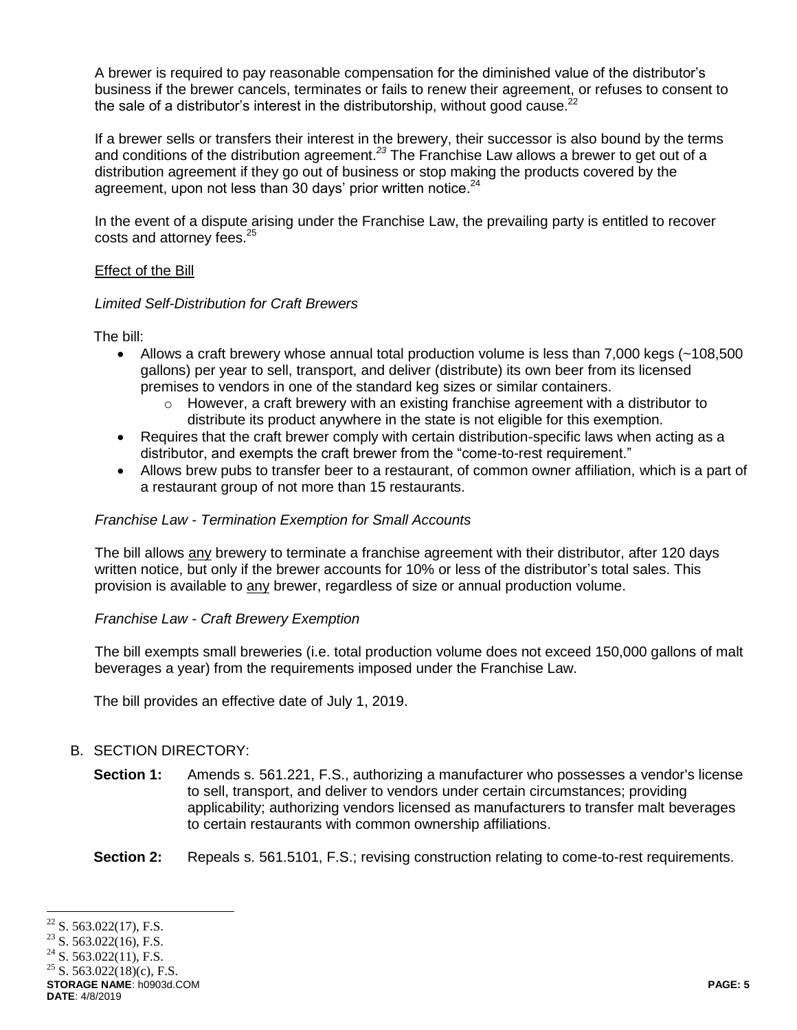A brewer is required to pay reasonable compensation for the diminished value of the distributor's business if the brewer cancels, terminates or fails to renew their agreement, or refuses to consent to the sale of a distributor's interest in the distributorship, without good cause.[22]

If a brewer sells or transfers their interest in the brewery, their successor is also bound by the terms and conditions of the distribution agreement.[23] The Franchise Law allows a brewer to get out of a distribution agreement if they go out of business or stop making the products covered by the agreement, upon not less than 30 days' prior written notice.[24]

In the event of a dispute arising under the Franchise Law, the prevailing party is entitled to recover costs and attorney fees.[25]

Effect of the Bill

*Limited Self-Distribution for Craft Brewers*

The bill:

- Allows a craft brewery whose annual total production volume is less than 7,000 kegs (~108,500 gallons) per year to sell, transport, and deliver (distribute) its own beer from its licensed premises to vendors in one of the standard keg sizes or similar containers.
  - However, a craft brewery with an existing franchise agreement with a distributor to distribute its product anywhere in the state is not eligible for this exemption.
- Requires that the craft brewer comply with certain distribution-specific laws when acting as a distributor, and exempts the craft brewer from the "come-to-rest requirement."
- Allows brew pubs to transfer beer to a restaurant, of common owner affiliation, which is a part of a restaurant group of not more than 15 restaurants.

*Franchise Law - Termination Exemption for Small Accounts*

The bill allows any brewery to terminate a franchise agreement with their distributor, after 120 days written notice, but only if the brewer accounts for 10% or less of the distributor's total sales. This provision is available to any brewer, regardless of size or annual production volume.

*Franchise Law - Craft Brewery Exemption*

The bill exempts small breweries (i.e. total production volume does not exceed 150,000 gallons of malt beverages a year) from the requirements imposed under the Franchise Law.

The bill provides an effective date of July 1, 2019.

B. SECTION DIRECTORY:

**Section 1:** Amends s. 561.221, F.S., authorizing a manufacturer who possesses a vendor's license to sell, transport, and deliver to vendors under certain circumstances; providing applicability; authorizing vendors licensed as manufacturers to transfer malt beverages to certain restaurants with common ownership affiliations.

**Section 2:** Repeals s. 561.5101, F.S.; revising construction relating to come-to-rest requirements.

---

[22] S. 563.022(17), F.S.
[23] S. 563.022(16), F.S.
[24] S. 563.022(11), F.S.
[25] S. 563.022(18)(c), F.S.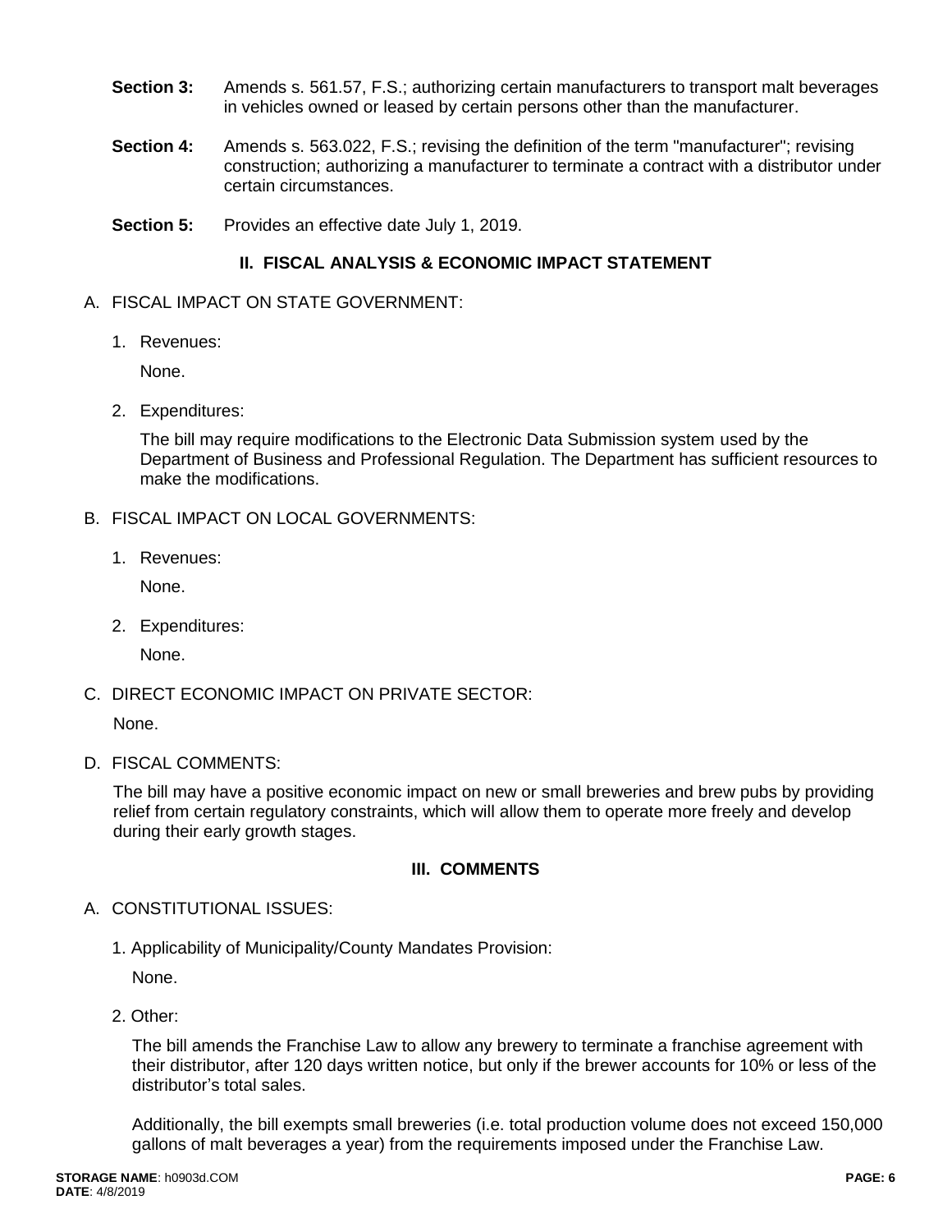**Section 3:** Amends s. 561.57, F.S.; authorizing certain manufacturers to transport malt beverages in vehicles owned or leased by certain persons other than the manufacturer.

**Section 4:** Amends s. 563.022, F.S.; revising the definition of the term "manufacturer"; revising construction; authorizing a manufacturer to terminate a contract with a distributor under certain circumstances.

**Section 5:** Provides an effective date July 1, 2019.

## II. FISCAL ANALYSIS & ECONOMIC IMPACT STATEMENT

A. FISCAL IMPACT ON STATE GOVERNMENT:

1. Revenues:

   None.

2. Expenditures:

   The bill may require modifications to the Electronic Data Submission system used by the Department of Business and Professional Regulation. The Department has sufficient resources to make the modifications.

B. FISCAL IMPACT ON LOCAL GOVERNMENTS:

1. Revenues:

   None.

2. Expenditures:

   None.

C. DIRECT ECONOMIC IMPACT ON PRIVATE SECTOR:

   None.

D. FISCAL COMMENTS:

   The bill may have a positive economic impact on new or small breweries and brew pubs by providing relief from certain regulatory constraints, which will allow them to operate more freely and develop during their early growth stages.

## III. COMMENTS

A. CONSTITUTIONAL ISSUES:

1. Applicability of Municipality/County Mandates Provision:

   None.

2. Other:

   The bill amends the Franchise Law to allow any brewery to terminate a franchise agreement with their distributor, after 120 days written notice, but only if the brewer accounts for 10% or less of the distributor's total sales.

   Additionally, the bill exempts small breweries (i.e. total production volume does not exceed 150,000 gallons of malt beverages a year) from the requirements imposed under the Franchise Law.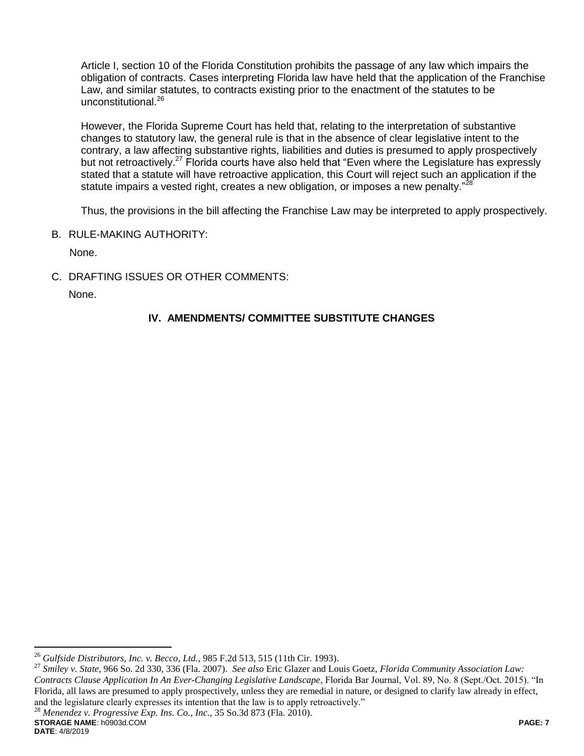Article I, section 10 of the Florida Constitution prohibits the passage of any law which impairs the obligation of contracts. Cases interpreting Florida law have held that the application of the Franchise Law, and similar statutes, to contracts existing prior to the enactment of the statutes to be unconstitutional.[26]

However, the Florida Supreme Court has held that, relating to the interpretation of substantive changes to statutory law, the general rule is that in the absence of clear legislative intent to the contrary, a law affecting substantive rights, liabilities and duties is presumed to apply prospectively but not retroactively.[27] Florida courts have also held that "Even where the Legislature has expressly stated that a statute will have retroactive application, this Court will reject such an application if the statute impairs a vested right, creates a new obligation, or imposes a new penalty."[28]

Thus, the provisions in the bill affecting the Franchise Law may be interpreted to apply prospectively.

B. RULE-MAKING AUTHORITY:

None.

C. DRAFTING ISSUES OR OTHER COMMENTS:

None.

## IV. AMENDMENTS/ COMMITTEE SUBSTITUTE CHANGES

---

[26] *Gulfside Distributors, Inc. v. Becco, Ltd.*, 985 F.2d 513, 515 (11th Cir. 1993).

[27] *Smiley v. State*, 966 So. 2d 330, 336 (Fla. 2007). *See also* Eric Glazer and Louis Goetz, *Florida Community Association Law: Contracts Clause Application In An Ever-Changing Legislative Landscape*, Florida Bar Journal, Vol. 89, No. 8 (Sept./Oct. 2015). "In Florida, all laws are presumed to apply prospectively, unless they are remedial in nature, or designed to clarify law already in effect, and the legislature clearly expresses its intention that the law is to apply retroactively."

[28] *Menendez v. Progressive Exp. Ins. Co., Inc.*, 35 So.3d 873 (Fla. 2010).